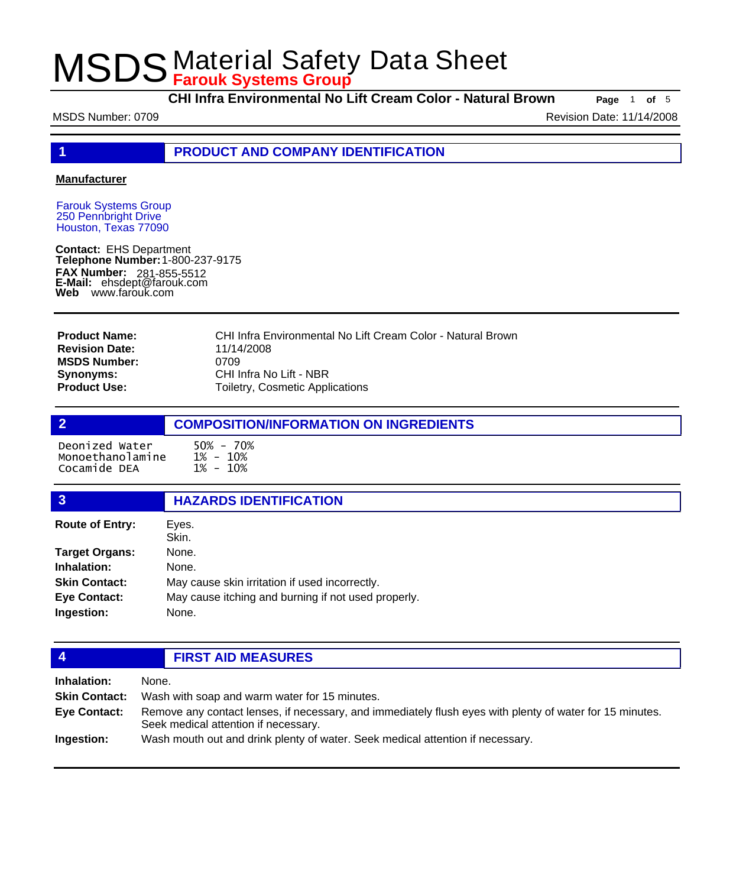# MSDS Material Safety Data Sheet

**Farouk Systems Group**

**CHI Infra Environmental No Lift Cream Color - Natural Brown**

MSDS Number: 0709 | Revision Date: 11/14/2008

## 1 PRODUCT AND COMPANY IDENTIFICATION

**Manufacturer**

Farouk Systems Group
250 Pennbright Drive
Houston, Texas 77090

**Contact:** EHS Department
**Telephone Number:** 1-800-237-9175
**FAX Number:** 281-855-5512
**E-Mail:** ehsdept@farouk.com
**Web** www.farouk.com

**Product Name:** CHI Infra Environmental No Lift Cream Color - Natural Brown
**Revision Date:** 11/14/2008
**MSDS Number:** 0709
**Synonyms:** CHI Infra No Lift - NBR
**Product Use:** Toiletry, Cosmetic Applications

## 2 COMPOSITION/INFORMATION ON INGREDIENTS

| Ingredient | Concentration |
|---|---|
| Deonized Water | 50% - 70% |
| Monoethanolamine | 1% - 10% |
| Cocamide DEA | 1% - 10% |

## 3 HAZARDS IDENTIFICATION

**Route of Entry:** Eyes. Skin.
**Target Organs:** None.
**Inhalation:** None.
**Skin Contact:** May cause skin irritation if used incorrectly.
**Eye Contact:** May cause itching and burning if not used properly.
**Ingestion:** None.

## 4 FIRST AID MEASURES

**Inhalation:** None.
**Skin Contact:** Wash with soap and warm water for 15 minutes.
**Eye Contact:** Remove any contact lenses, if necessary, and immediately flush eyes with plenty of water for 15 minutes. Seek medical attention if necessary.
**Ingestion:** Wash mouth out and drink plenty of water. Seek medical attention if necessary.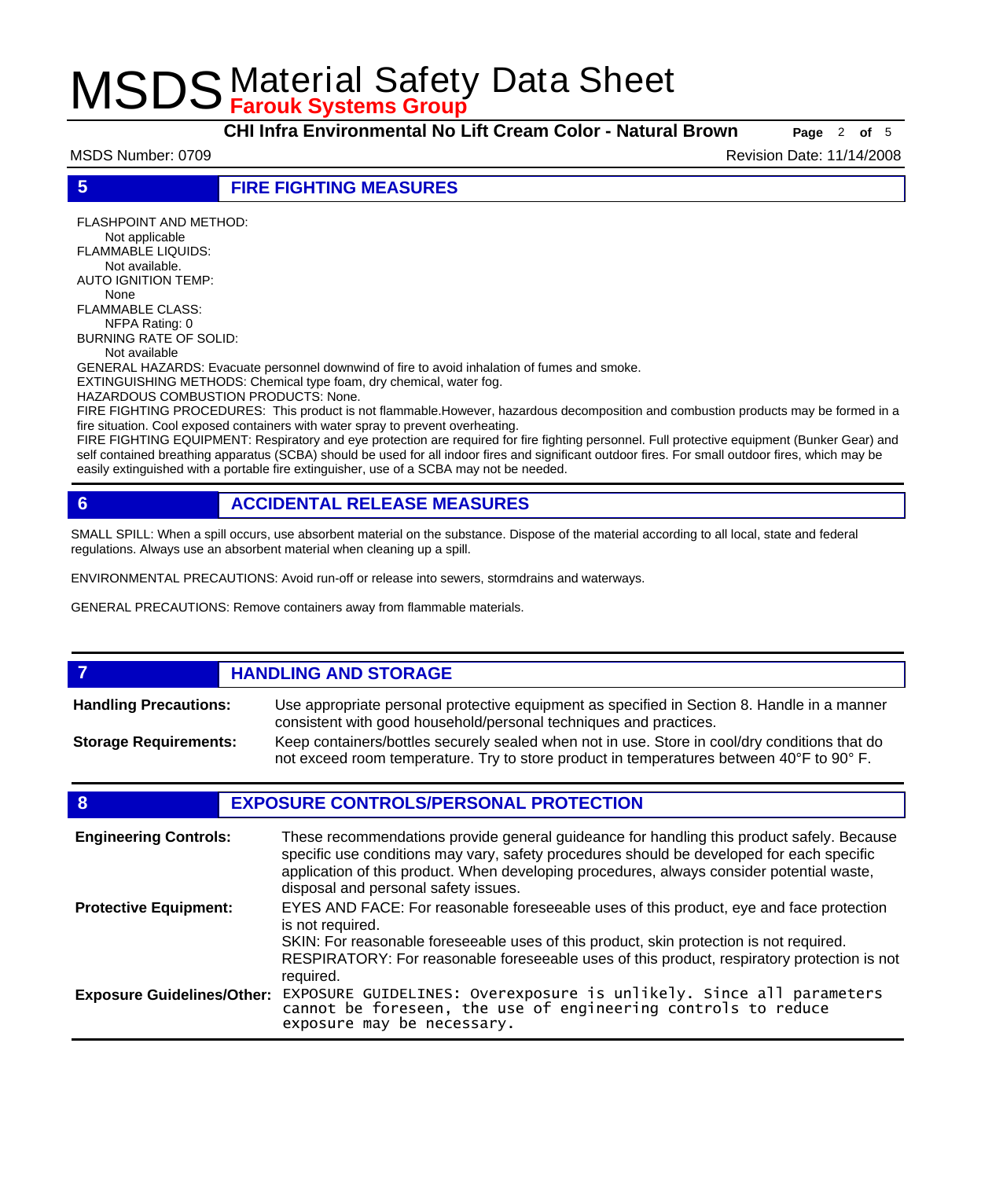## 5 FIRE FIGHTING MEASURES

FLASHPOINT AND METHOD:
Not applicable
FLAMMABLE LIQUIDS:
Not available.
AUTO IGNITION TEMP:
None
FLAMMABLE CLASS:
NFPA Rating: 0
BURNING RATE OF SOLID:
Not available

GENERAL HAZARDS: Evacuate personnel downwind of fire to avoid inhalation of fumes and smoke.
EXTINGUISHING METHODS: Chemical type foam, dry chemical, water fog.
HAZARDOUS COMBUSTION PRODUCTS: None.
FIRE FIGHTING PROCEDURES: This product is not flammable.However, hazardous decomposition and combustion products may be formed in a fire situation. Cool exposed containers with water spray to prevent overheating.
FIRE FIGHTING EQUIPMENT: Respiratory and eye protection are required for fire fighting personnel. Full protective equipment (Bunker Gear) and self contained breathing apparatus (SCBA) should be used for all indoor fires and significant outdoor fires. For small outdoor fires, which may be easily extinguished with a portable fire extinguisher, use of a SCBA may not be needed.

## 6 ACCIDENTAL RELEASE MEASURES

SMALL SPILL: When a spill occurs, use absorbent material on the substance. Dispose of the material according to all local, state and federal regulations. Always use an absorbent material when cleaning up a spill.

ENVIRONMENTAL PRECAUTIONS: Avoid run-off or release into sewers, stormdrains and waterways.

GENERAL PRECAUTIONS: Remove containers away from flammable materials.

## 7 HANDLING AND STORAGE

**Handling Precautions:** Use appropriate personal protective equipment as specified in Section 8. Handle in a manner consistent with good household/personal techniques and practices.

**Storage Requirements:** Keep containers/bottles securely sealed when not in use. Store in cool/dry conditions that do not exceed room temperature. Try to store product in temperatures between 40°F to 90° F.

## 8 EXPOSURE CONTROLS/PERSONAL PROTECTION

**Engineering Controls:** These recommendations provide general guideance for handling this product safely. Because specific use conditions may vary, safety procedures should be developed for each specific application of this product. When developing procedures, always consider potential waste, disposal and personal safety issues.

**Protective Equipment:** EYES AND FACE: For reasonable foreseeable uses of this product, eye and face protection is not required.
SKIN: For reasonable foreseeable uses of this product, skin protection is not required.
RESPIRATORY: For reasonable foreseeable uses of this product, respiratory protection is not required.

**Exposure Guidelines/Other:** EXPOSURE GUIDELINES: Overexposure is unlikely. Since all parameters cannot be foreseen, the use of engineering controls to reduce exposure may be necessary.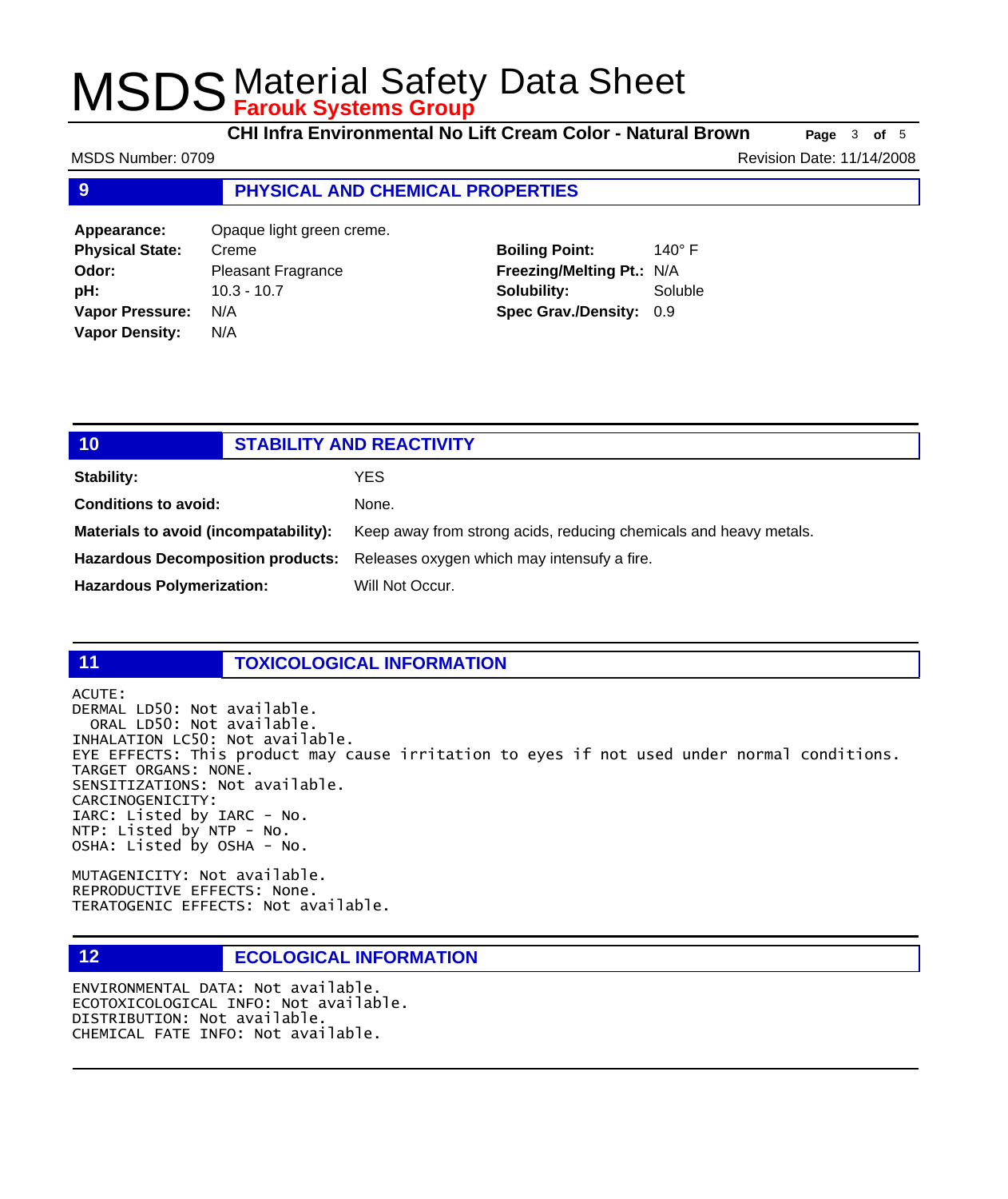## 9 PHYSICAL AND CHEMICAL PROPERTIES

**Appearance:** Opaque light green creme.
**Physical State:** Creme
**Odor:** Pleasant Fragrance
**pH:** 10.3 - 10.7
**Vapor Pressure:** N/A
**Vapor Density:** N/A

**Boiling Point:** 140° F
**Freezing/Melting Pt.:** N/A
**Solubility:** Soluble
**Spec Grav./Density:** 0.9

## 10 STABILITY AND REACTIVITY

**Stability:** YES

**Conditions to avoid:** None.

**Materials to avoid (incompatability):** Keep away from strong acids, reducing chemicals and heavy metals.

**Hazardous Decomposition products:** Releases oxygen which may intensufy a fire.

**Hazardous Polymerization:** Will Not Occur.

## 11 TOXICOLOGICAL INFORMATION

ACUTE:
DERMAL LD50: Not available.
ORAL LD50: Not available.
INHALATION LC50: Not available.
EYE EFFECTS: This product may cause irritation to eyes if not used under normal conditions.
TARGET ORGANS: NONE.
SENSITIZATIONS: Not available.
CARCINOGENICITY:
IARC: Listed by IARC - No.
NTP: Listed by NTP - No.
OSHA: Listed by OSHA - No.

MUTAGENICITY: Not available.
REPRODUCTIVE EFFECTS: None.
TERATOGENIC EFFECTS: Not available.

## 12 ECOLOGICAL INFORMATION

ENVIRONMENTAL DATA: Not available.
ECOTOXICOLOGICAL INFO: Not available.
DISTRIBUTION: Not available.
CHEMICAL FATE INFO: Not available.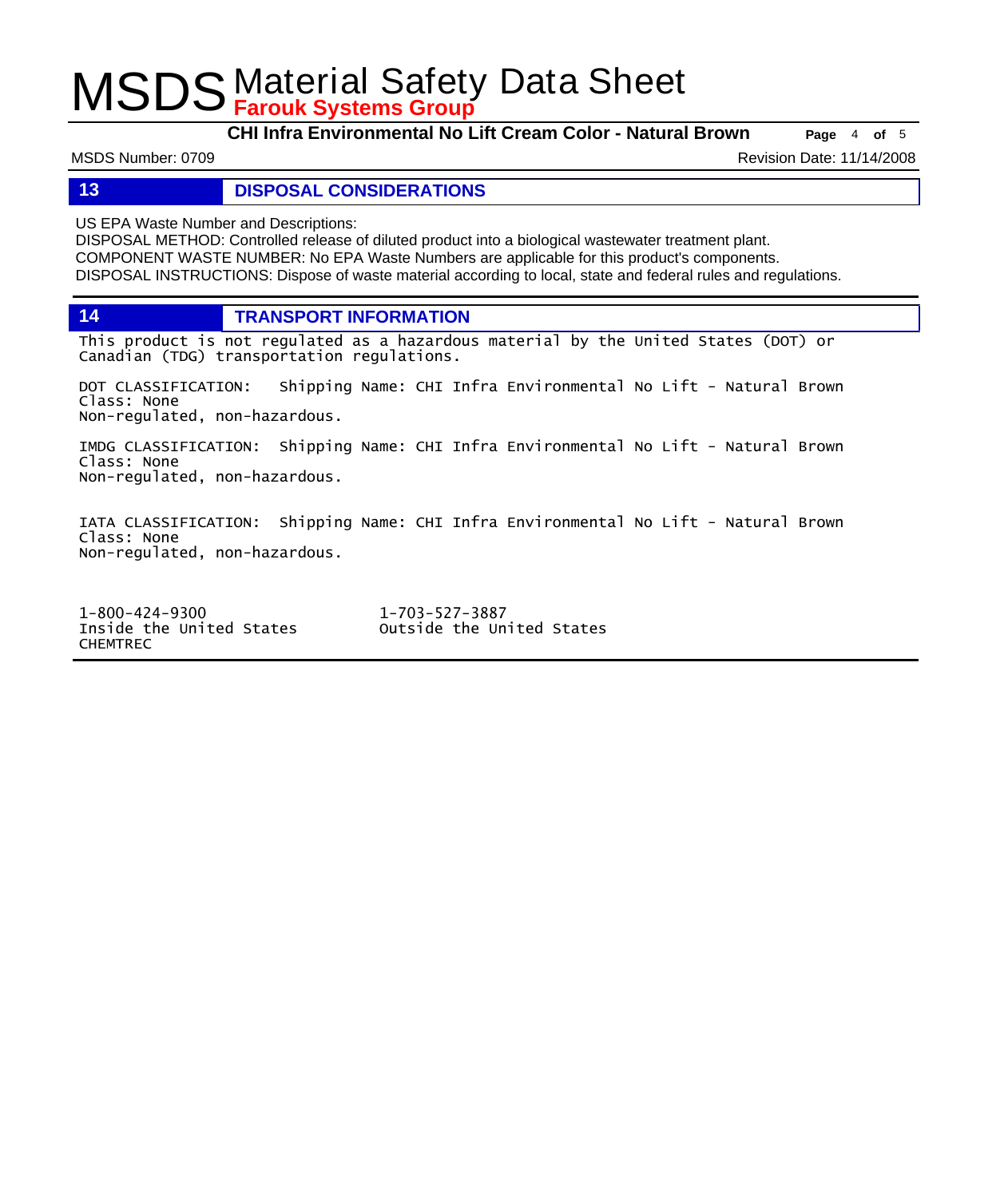## 13 DISPOSAL CONSIDERATIONS

US EPA Waste Number and Descriptions:
DISPOSAL METHOD: Controlled release of diluted product into a biological wastewater treatment plant.
COMPONENT WASTE NUMBER: No EPA Waste Numbers are applicable for this product's components.
DISPOSAL INSTRUCTIONS: Dispose of waste material according to local, state and federal rules and regulations.

## 14 TRANSPORT INFORMATION

This product is not regulated as a hazardous material by the United States (DOT) or Canadian (TDG) transportation regulations.

DOT CLASSIFICATION: Shipping Name: CHI Infra Environmental No Lift - Natural Brown
Class: None
Non-regulated, non-hazardous.

IMDG CLASSIFICATION: Shipping Name: CHI Infra Environmental No Lift - Natural Brown
Class: None
Non-regulated, non-hazardous.

IATA CLASSIFICATION: Shipping Name: CHI Infra Environmental No Lift - Natural Brown
Class: None
Non-regulated, non-hazardous.

1-800-424-9300
Inside the United States
CHEMTREC

1-703-527-3887
Outside the United States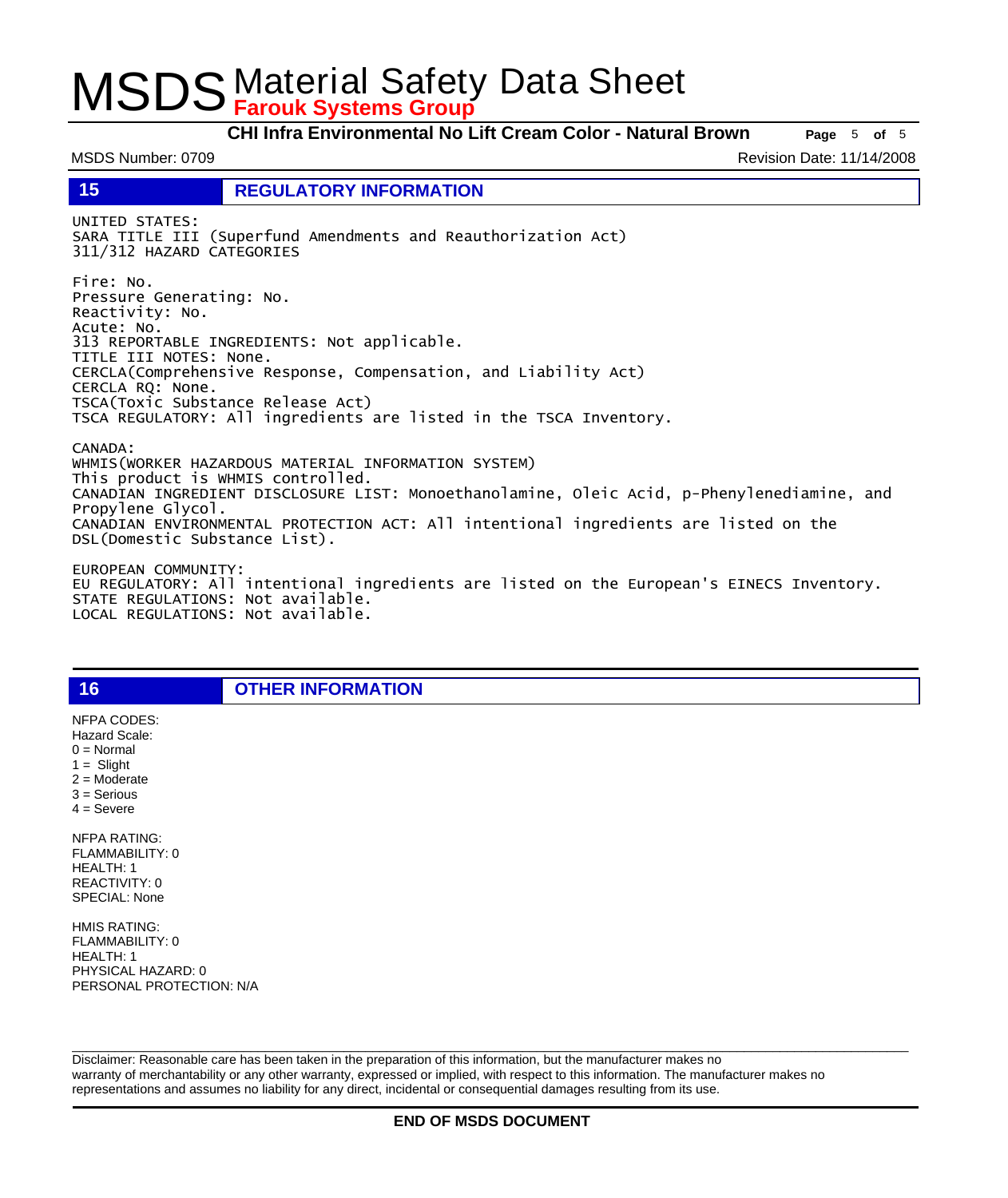## 15 REGULATORY INFORMATION

UNITED STATES:
SARA TITLE III (Superfund Amendments and Reauthorization Act)
311/312 HAZARD CATEGORIES

Fire: No.
Pressure Generating: No.
Reactivity: No.
Acute: No.
313 REPORTABLE INGREDIENTS: Not applicable.
TITLE III NOTES: None.
CERCLA(Comprehensive Response, Compensation, and Liability Act)
CERCLA RQ: None.
TSCA(Toxic Substance Release Act)
TSCA REGULATORY: All ingredients are listed in the TSCA Inventory.

CANADA:
WHMIS(WORKER HAZARDOUS MATERIAL INFORMATION SYSTEM)
This product is WHMIS controlled.
CANADIAN INGREDIENT DISCLOSURE LIST: Monoethanolamine, Oleic Acid, p-Phenylenediamine, and Propylene Glycol.
CANADIAN ENVIRONMENTAL PROTECTION ACT: All intentional ingredients are listed on the DSL(Domestic Substance List).

EUROPEAN COMMUNITY:
EU REGULATORY: All intentional ingredients are listed on the European's EINECS Inventory.
STATE REGULATIONS: Not available.
LOCAL REGULATIONS: Not available.

## 16 OTHER INFORMATION

NFPA CODES:
Hazard Scale:
0 = Normal
1 = Slight
2 = Moderate
3 = Serious
4 = Severe

NFPA RATING:
FLAMMABILITY: 0
HEALTH: 1
REACTIVITY: 0
SPECIAL: None

HMIS RATING:
FLAMMABILITY: 0
HEALTH: 1
PHYSICAL HAZARD: 0
PERSONAL PROTECTION: N/A

Disclaimer: Reasonable care has been taken in the preparation of this information, but the manufacturer makes no warranty of merchantability or any other warranty, expressed or implied, with respect to this information. The manufacturer makes no representations and assumes no liability for any direct, incidental or consequential damages resulting from its use.

**END OF MSDS DOCUMENT**